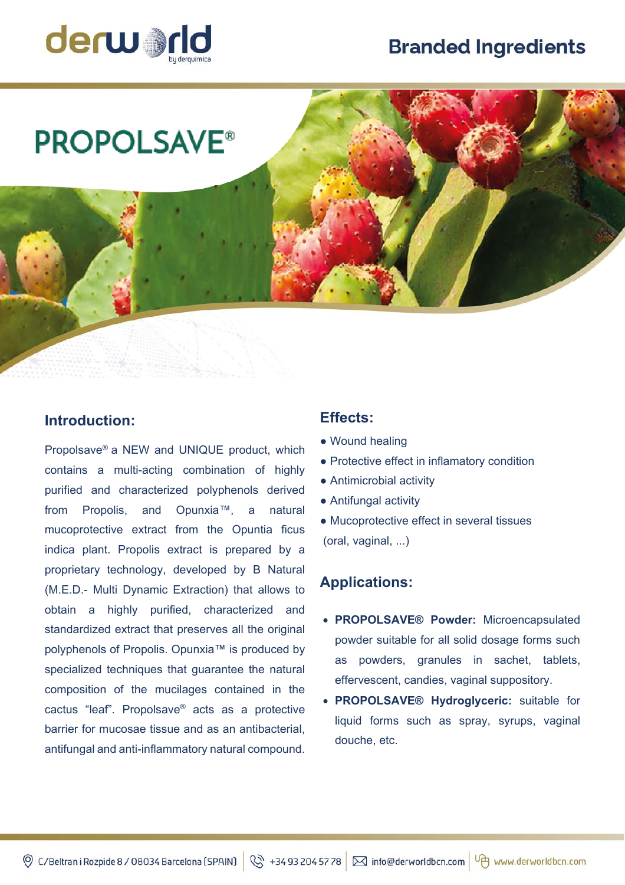derworld by derquimica

# Branded Ingredients

# PROPOLSAVE®

## Introduction:

Propolsave® a NEW and UNIQUE product, which contains a multi-acting combination of highly purified and characterized polyphenols derived from Propolis, and Opunxia™, a natural mucoprotective extract from the Opuntia ficus indica plant. Propolis extract is prepared by a proprietary technology, developed by B Natural (M.E.D.- Multi Dynamic Extraction) that allows to obtain a highly purified, characterized and standardized extract that preserves all the original polyphenols of Propolis. Opunxia™ is produced by specialized techniques that guarantee the natural composition of the mucilages contained in the cactus "leaf". Propolsave® acts as a protective barrier for mucosae tissue and as an antibacterial, antifungal and anti-inflammatory natural compound.

## Effects:

- Wound healing
- Protective effect in inflamatory condition
- Antimicrobial activity
- Antifungal activity
- Mucoprotective effect in several tissues (oral, vaginal, ...)

## Applications:

- **PROPOLSAVE® Powder:** Microencapsulated powder suitable for all solid dosage forms such as powders, granules in sachet, tablets, effervescent, candies, vaginal suppository.
- **PROPOLSAVE® Hydroglyceric:** suitable for liquid forms such as spray, syrups, vaginal douche, etc.

C/Beltran i Rozpide 8 / 08034 Barcelona (SPAIN) | +34 93 204 57 78 | info@derworldbcn.com | www.derworldbcn.com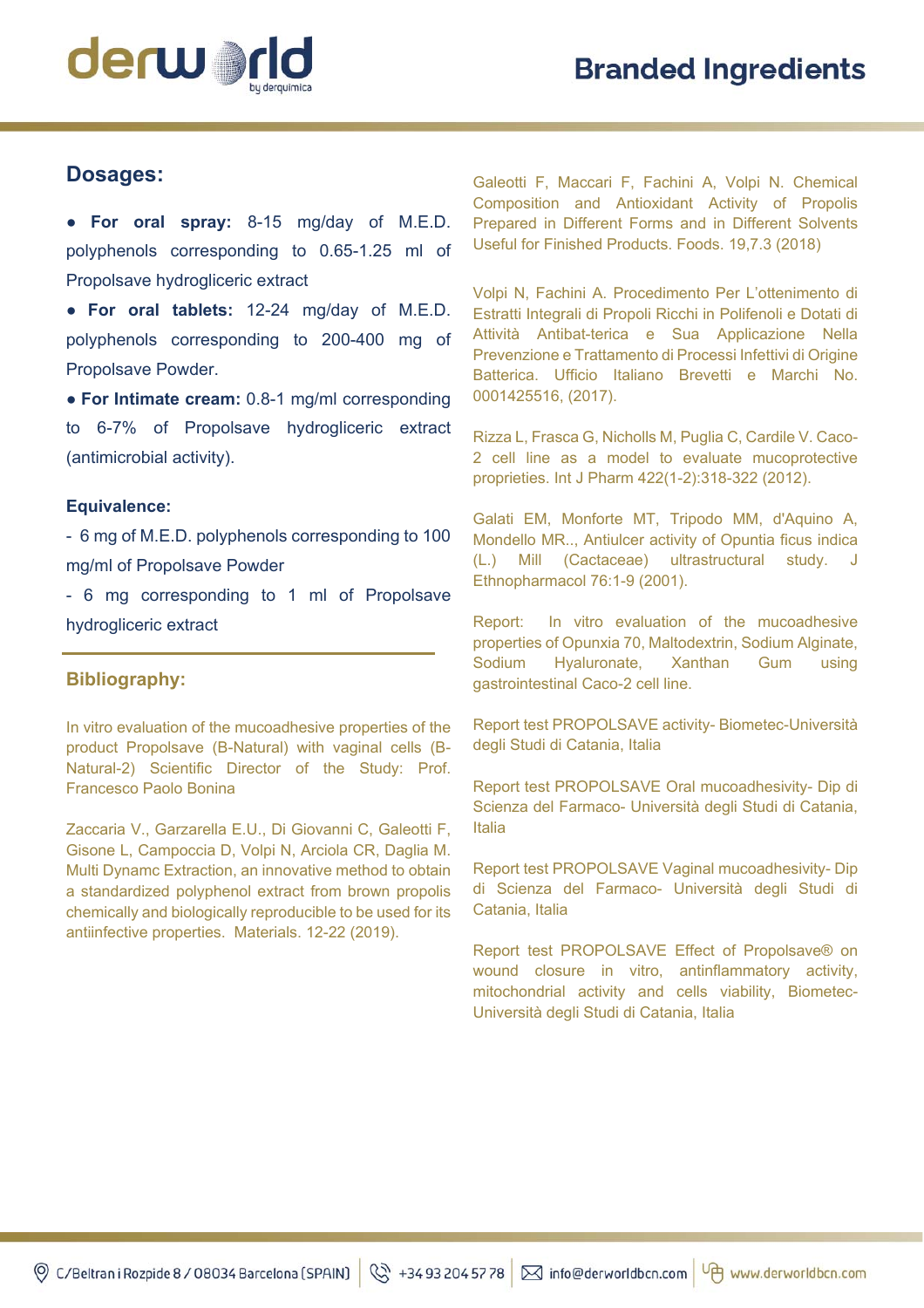## Dosages:

- **For oral spray:** 8-15 mg/day of M.E.D. polyphenols corresponding to 0.65-1.25 ml of Propolsave hydrogliceric extract
- **For oral tablets:** 12-24 mg/day of M.E.D. polyphenols corresponding to 200-400 mg of Propolsave Powder.
- **For Intimate cream:** 0.8-1 mg/ml corresponding to 6-7% of Propolsave hydrogliceric extract (antimicrobial activity).

**Equivalence:**

- 6 mg of M.E.D. polyphenols corresponding to 100 mg/ml of Propolsave Powder
- 6 mg corresponding to 1 ml of Propolsave hydrogliceric extract

## Bibliography:

In vitro evaluation of the mucoadhesive properties of the product Propolsave (B-Natural) with vaginal cells (B-Natural-2) Scientific Director of the Study: Prof. Francesco Paolo Bonina

Zaccaria V., Garzarella E.U., Di Giovanni C, Galeotti F, Gisone L, Campoccia D, Volpi N, Arciola CR, Daglia M. Multi Dynamc Extraction, an innovative method to obtain a standardized polyphenol extract from brown propolis chemically and biologically reproducible to be used for its antiinfective properties. Materials. 12-22 (2019).

Galeotti F, Maccari F, Fachini A, Volpi N. Chemical Composition and Antioxidant Activity of Propolis Prepared in Different Forms and in Different Solvents Useful for Finished Products. Foods. 19,7.3 (2018)

Volpi N, Fachini A. Procedimento Per L'ottenimento di Estratti Integrali di Propoli Ricchi in Polifenoli e Dotati di Attività Antibat-terica e Sua Applicazione Nella Prevenzione e Trattamento di Processi Infettivi di Origine Batterica. Ufficio Italiano Brevetti e Marchi No. 0001425516, (2017).

Rizza L, Frasca G, Nicholls M, Puglia C, Cardile V. Caco-2 cell line as a model to evaluate mucoprotective proprieties. Int J Pharm 422(1-2):318-322 (2012).

Galati EM, Monforte MT, Tripodo MM, d'Aquino A, Mondello MR.., Antiulcer activity of Opuntia ficus indica (L.) Mill (Cactaceae) ultrastructural study. J Ethnopharmacol 76:1-9 (2001).

Report: In vitro evaluation of the mucoadhesive properties of Opunxia 70, Maltodextrin, Sodium Alginate, Sodium Hyaluronate, Xanthan Gum using gastrointestinal Caco-2 cell line.

Report test PROPOLSAVE activity- Biometec-Università degli Studi di Catania, Italia

Report test PROPOLSAVE Oral mucoadhesivity- Dip di Scienza del Farmaco- Università degli Studi di Catania, Italia

Report test PROPOLSAVE Vaginal mucoadhesivity- Dip di Scienza del Farmaco- Università degli Studi di Catania, Italia

Report test PROPOLSAVE Effect of Propolsave® on wound closure in vitro, antinflammatory activity, mitochondrial activity and cells viability, Biometec-Università degli Studi di Catania, Italia